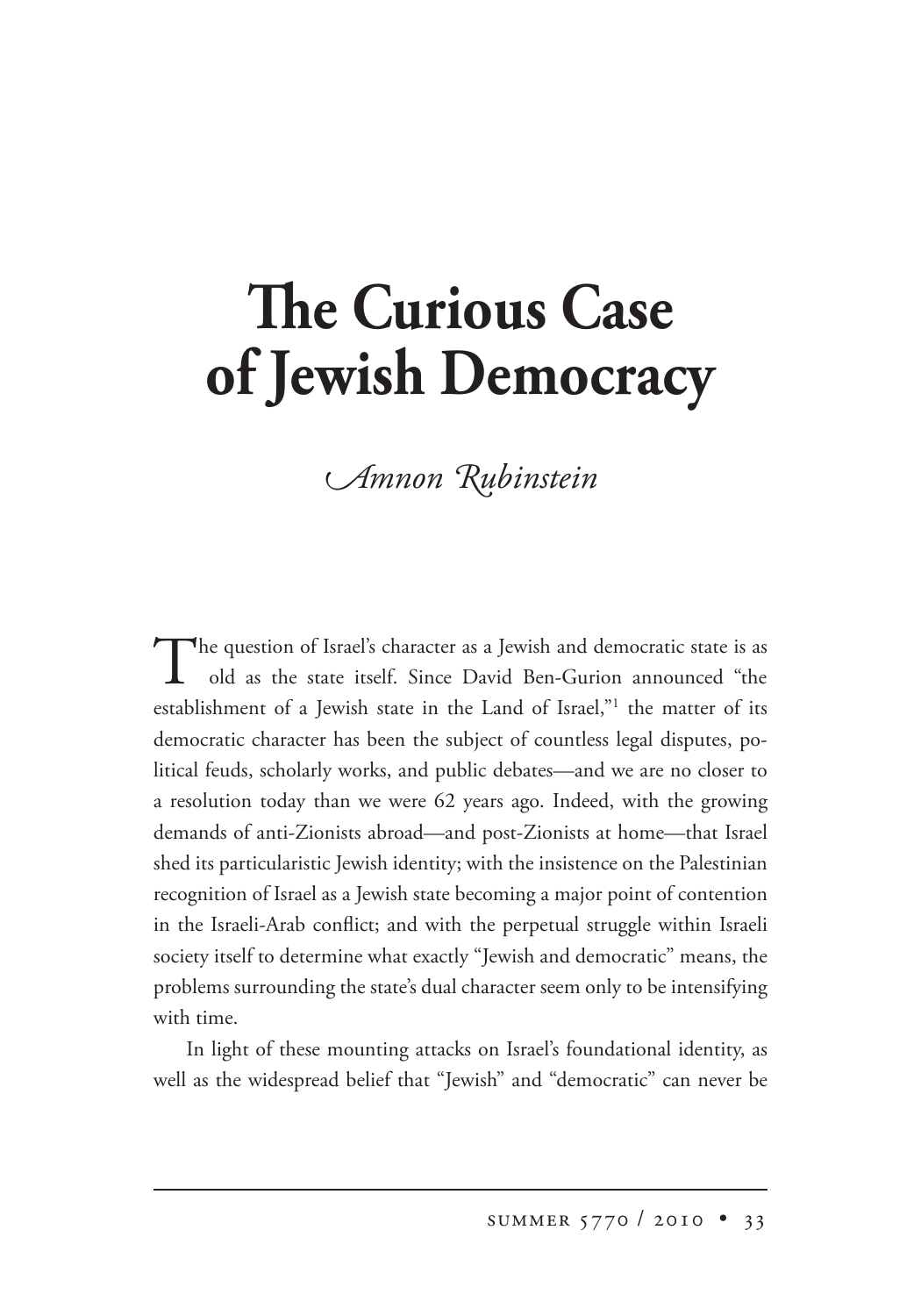# The Curious Case of Jewish Democracy

*Amnon Rubinstein*

The question of Israel's character as a Jewish and democratic state is as old as the state itself. Since David Ben-Gurion announced "the establishment of a Jewish state in the Land of Israel,"[1] the matter of its democratic character has been the subject of countless legal disputes, political feuds, scholarly works, and public debates—and we are no closer to a resolution today than we were 62 years ago. Indeed, with the growing demands of anti-Zionists abroad—and post-Zionists at home—that Israel shed its particularistic Jewish identity; with the insistence on the Palestinian recognition of Israel as a Jewish state becoming a major point of contention in the Israeli-Arab conflict; and with the perpetual struggle within Israeli society itself to determine what exactly "Jewish and democratic" means, the problems surrounding the state's dual character seem only to be intensifying with time.

In light of these mounting attacks on Israel's foundational identity, as well as the widespread belief that "Jewish" and "democratic" can never be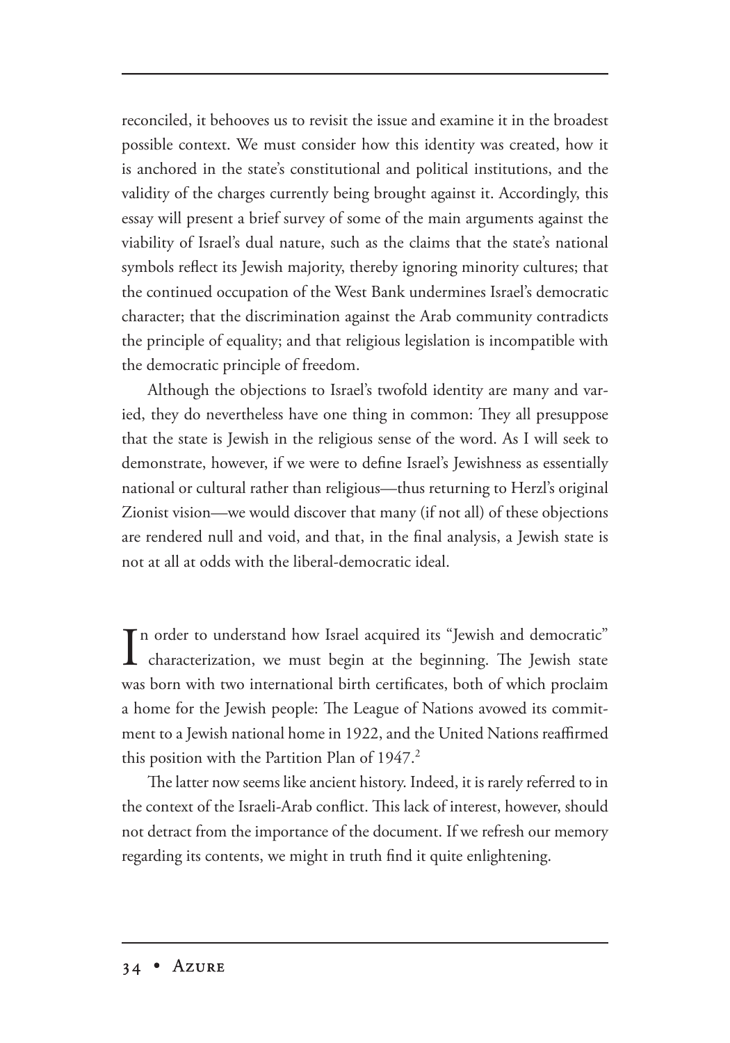reconciled, it behooves us to revisit the issue and examine it in the broadest possible context. We must consider how this identity was created, how it is anchored in the state's constitutional and political institutions, and the validity of the charges currently being brought against it. Accordingly, this essay will present a brief survey of some of the main arguments against the viability of Israel's dual nature, such as the claims that the state's national symbols reflect its Jewish majority, thereby ignoring minority cultures; that the continued occupation of the West Bank undermines Israel's democratic character; that the discrimination against the Arab community contradicts the principle of equality; and that religious legislation is incompatible with the democratic principle of freedom.

Although the objections to Israel's twofold identity are many and varied, they do nevertheless have one thing in common: They all presuppose that the state is Jewish in the religious sense of the word. As I will seek to demonstrate, however, if we were to define Israel's Jewishness as essentially national or cultural rather than religious—thus returning to Herzl's original Zionist vision—we would discover that many (if not all) of these objections are rendered null and void, and that, in the final analysis, a Jewish state is not at all at odds with the liberal-democratic ideal.

In order to understand how Israel acquired its "Jewish and democratic" characterization, we must begin at the beginning. The Jewish state was born with two international birth certificates, both of which proclaim a home for the Jewish people: The League of Nations avowed its commitment to a Jewish national home in 1922, and the United Nations reaffirmed this position with the Partition Plan of 1947.[2]

The latter now seems like ancient history. Indeed, it is rarely referred to in the context of the Israeli-Arab conflict. This lack of interest, however, should not detract from the importance of the document. If we refresh our memory regarding its contents, we might in truth find it quite enlightening.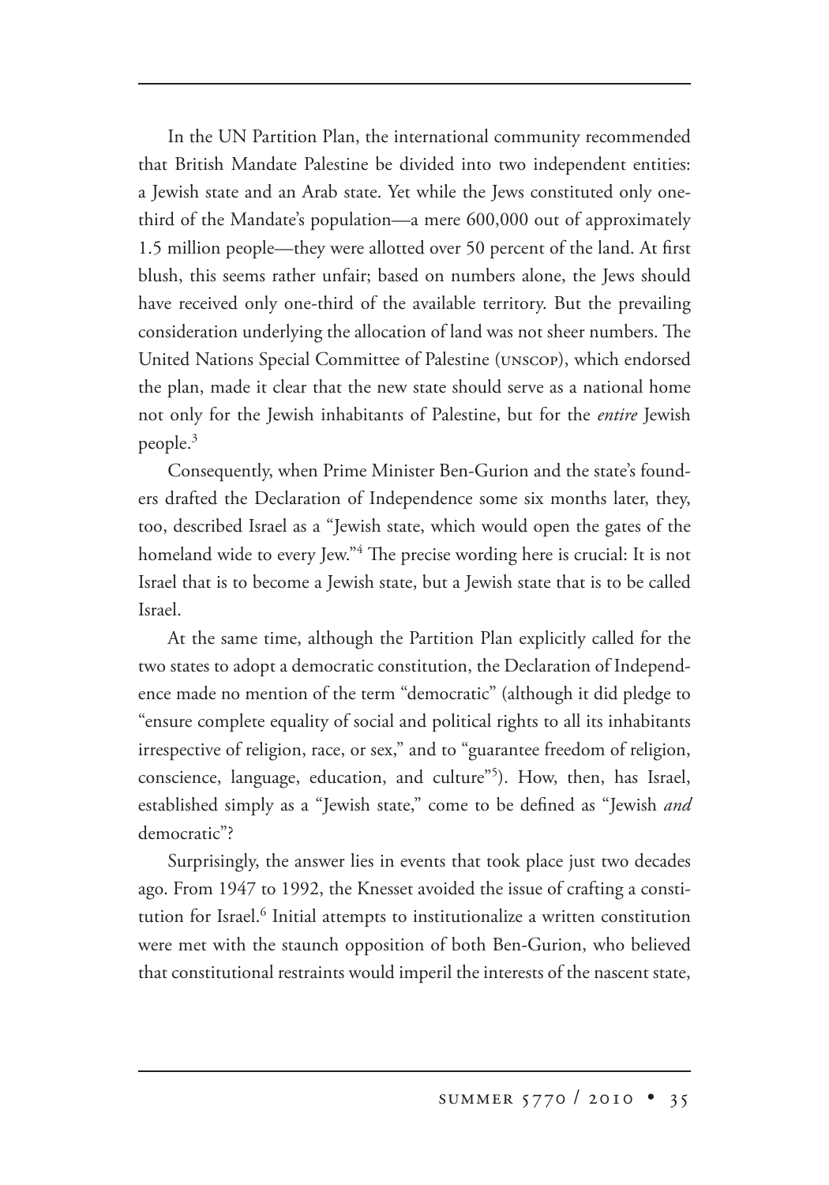In the UN Partition Plan, the international community recommended that British Mandate Palestine be divided into two independent entities: a Jewish state and an Arab state. Yet while the Jews constituted only one-third of the Mandate's population—a mere 600,000 out of approximately 1.5 million people—they were allotted over 50 percent of the land. At first blush, this seems rather unfair; based on numbers alone, the Jews should have received only one-third of the available territory. But the prevailing consideration underlying the allocation of land was not sheer numbers. The United Nations Special Committee of Palestine (UNSCOP), which endorsed the plan, made it clear that the new state should serve as a national home not only for the Jewish inhabitants of Palestine, but for the *entire* Jewish people.[3]

Consequently, when Prime Minister Ben-Gurion and the state's founders drafted the Declaration of Independence some six months later, they, too, described Israel as a "Jewish state, which would open the gates of the homeland wide to every Jew."[4] The precise wording here is crucial: It is not Israel that is to become a Jewish state, but a Jewish state that is to be called Israel.

At the same time, although the Partition Plan explicitly called for the two states to adopt a democratic constitution, the Declaration of Independence made no mention of the term "democratic" (although it did pledge to "ensure complete equality of social and political rights to all its inhabitants irrespective of religion, race, or sex," and to "guarantee freedom of religion, conscience, language, education, and culture"[5]). How, then, has Israel, established simply as a "Jewish state," come to be defined as "Jewish *and* democratic"?

Surprisingly, the answer lies in events that took place just two decades ago. From 1947 to 1992, the Knesset avoided the issue of crafting a constitution for Israel.[6] Initial attempts to institutionalize a written constitution were met with the staunch opposition of both Ben-Gurion, who believed that constitutional restraints would imperil the interests of the nascent state,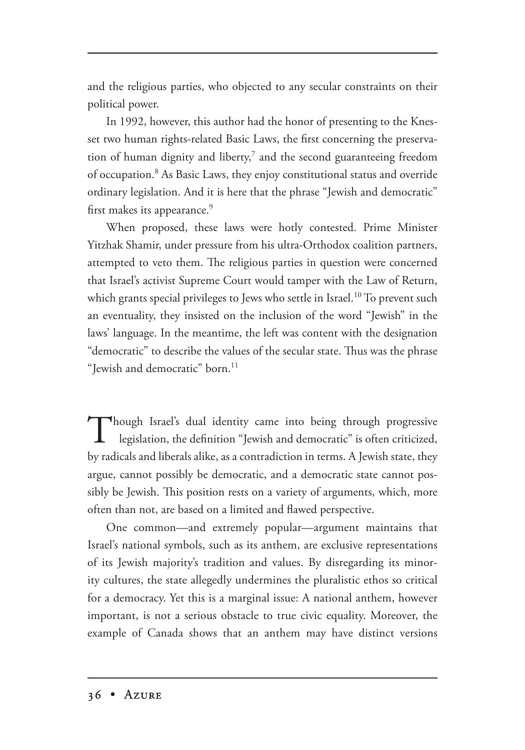and the religious parties, who objected to any secular constraints on their political power.

In 1992, however, this author had the honor of presenting to the Knesset two human rights-related Basic Laws, the first concerning the preservation of human dignity and liberty,[7] and the second guaranteeing freedom of occupation.[8] As Basic Laws, they enjoy constitutional status and override ordinary legislation. And it is here that the phrase "Jewish and democratic" first makes its appearance.[9]

When proposed, these laws were hotly contested. Prime Minister Yitzhak Shamir, under pressure from his ultra-Orthodox coalition partners, attempted to veto them. The religious parties in question were concerned that Israel's activist Supreme Court would tamper with the Law of Return, which grants special privileges to Jews who settle in Israel.[10] To prevent such an eventuality, they insisted on the inclusion of the word "Jewish" in the laws' language. In the meantime, the left was content with the designation "democratic" to describe the values of the secular state. Thus was the phrase "Jewish and democratic" born.[11]

Though Israel's dual identity came into being through progressive legislation, the definition "Jewish and democratic" is often criticized, by radicals and liberals alike, as a contradiction in terms. A Jewish state, they argue, cannot possibly be democratic, and a democratic state cannot possibly be Jewish. This position rests on a variety of arguments, which, more often than not, are based on a limited and flawed perspective.

One common—and extremely popular—argument maintains that Israel's national symbols, such as its anthem, are exclusive representations of its Jewish majority's tradition and values. By disregarding its minority cultures, the state allegedly undermines the pluralistic ethos so critical for a democracy. Yet this is a marginal issue: A national anthem, however important, is not a serious obstacle to true civic equality. Moreover, the example of Canada shows that an anthem may have distinct versions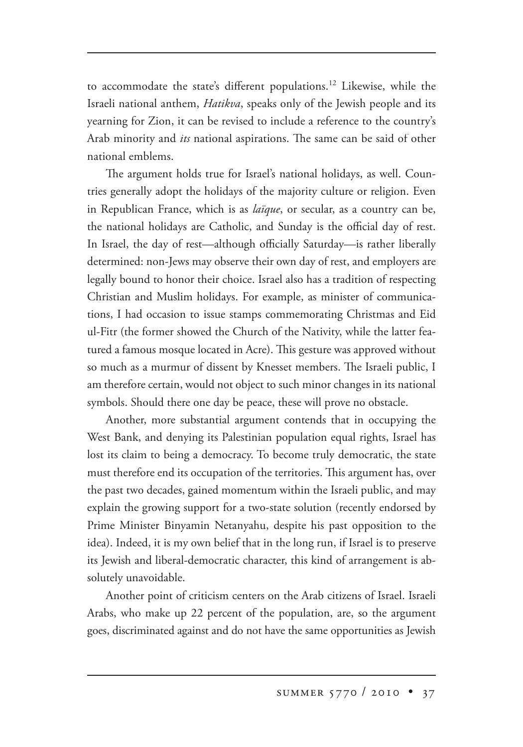to accommodate the state's different populations.[12] Likewise, while the Israeli national anthem, *Hatikva*, speaks only of the Jewish people and its yearning for Zion, it can be revised to include a reference to the country's Arab minority and *its* national aspirations. The same can be said of other national emblems.

The argument holds true for Israel's national holidays, as well. Countries generally adopt the holidays of the majority culture or religion. Even in Republican France, which is as *laïque*, or secular, as a country can be, the national holidays are Catholic, and Sunday is the official day of rest. In Israel, the day of rest—although officially Saturday—is rather liberally determined: non-Jews may observe their own day of rest, and employers are legally bound to honor their choice. Israel also has a tradition of respecting Christian and Muslim holidays. For example, as minister of communications, I had occasion to issue stamps commemorating Christmas and Eid ul-Fitr (the former showed the Church of the Nativity, while the latter featured a famous mosque located in Acre). This gesture was approved without so much as a murmur of dissent by Knesset members. The Israeli public, I am therefore certain, would not object to such minor changes in its national symbols. Should there one day be peace, these will prove no obstacle.

Another, more substantial argument contends that in occupying the West Bank, and denying its Palestinian population equal rights, Israel has lost its claim to being a democracy. To become truly democratic, the state must therefore end its occupation of the territories. This argument has, over the past two decades, gained momentum within the Israeli public, and may explain the growing support for a two-state solution (recently endorsed by Prime Minister Binyamin Netanyahu, despite his past opposition to the idea). Indeed, it is my own belief that in the long run, if Israel is to preserve its Jewish and liberal-democratic character, this kind of arrangement is absolutely unavoidable.

Another point of criticism centers on the Arab citizens of Israel. Israeli Arabs, who make up 22 percent of the population, are, so the argument goes, discriminated against and do not have the same opportunities as Jewish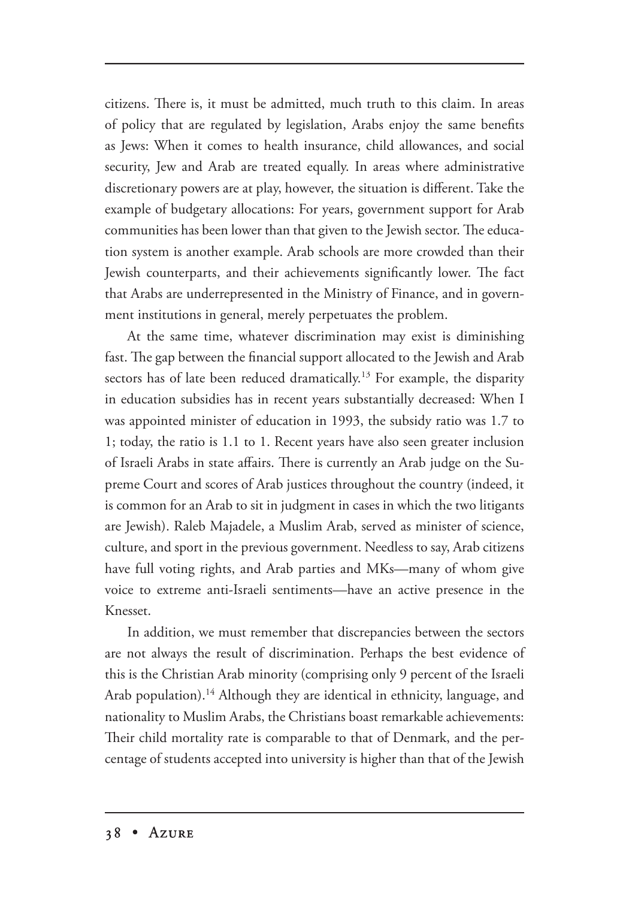citizens. There is, it must be admitted, much truth to this claim. In areas of policy that are regulated by legislation, Arabs enjoy the same benefits as Jews: When it comes to health insurance, child allowances, and social security, Jew and Arab are treated equally. In areas where administrative discretionary powers are at play, however, the situation is different. Take the example of budgetary allocations: For years, government support for Arab communities has been lower than that given to the Jewish sector. The education system is another example. Arab schools are more crowded than their Jewish counterparts, and their achievements significantly lower. The fact that Arabs are underrepresented in the Ministry of Finance, and in government institutions in general, merely perpetuates the problem.

At the same time, whatever discrimination may exist is diminishing fast. The gap between the financial support allocated to the Jewish and Arab sectors has of late been reduced dramatically.[13] For example, the disparity in education subsidies has in recent years substantially decreased: When I was appointed minister of education in 1993, the subsidy ratio was 1.7 to 1; today, the ratio is 1.1 to 1. Recent years have also seen greater inclusion of Israeli Arabs in state affairs. There is currently an Arab judge on the Supreme Court and scores of Arab justices throughout the country (indeed, it is common for an Arab to sit in judgment in cases in which the two litigants are Jewish). Raleb Majadele, a Muslim Arab, served as minister of science, culture, and sport in the previous government. Needless to say, Arab citizens have full voting rights, and Arab parties and MKs—many of whom give voice to extreme anti-Israeli sentiments—have an active presence in the Knesset.

In addition, we must remember that discrepancies between the sectors are not always the result of discrimination. Perhaps the best evidence of this is the Christian Arab minority (comprising only 9 percent of the Israeli Arab population).[14] Although they are identical in ethnicity, language, and nationality to Muslim Arabs, the Christians boast remarkable achievements: Their child mortality rate is comparable to that of Denmark, and the percentage of students accepted into university is higher than that of the Jewish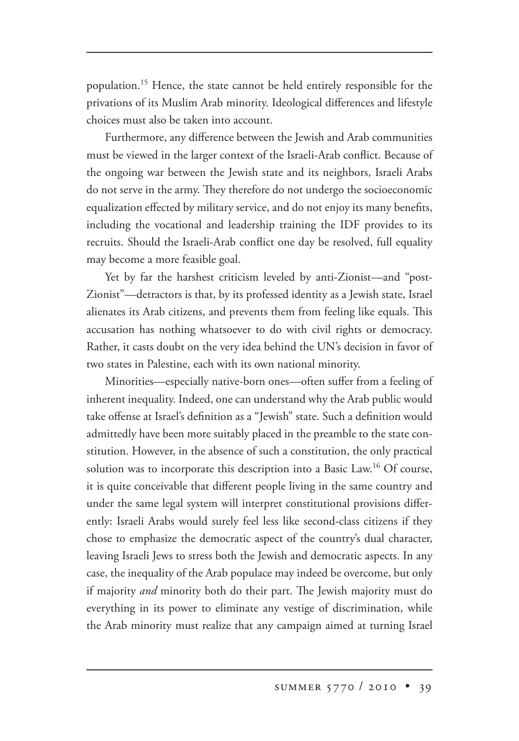population.[15] Hence, the state cannot be held entirely responsible for the privations of its Muslim Arab minority. Ideological differences and lifestyle choices must also be taken into account.

Furthermore, any difference between the Jewish and Arab communities must be viewed in the larger context of the Israeli-Arab conflict. Because of the ongoing war between the Jewish state and its neighbors, Israeli Arabs do not serve in the army. They therefore do not undergo the socioeconomic equalization effected by military service, and do not enjoy its many benefits, including the vocational and leadership training the IDF provides to its recruits. Should the Israeli-Arab conflict one day be resolved, full equality may become a more feasible goal.

Yet by far the harshest criticism leveled by anti-Zionist—and "post-Zionist"—detractors is that, by its professed identity as a Jewish state, Israel alienates its Arab citizens, and prevents them from feeling like equals. This accusation has nothing whatsoever to do with civil rights or democracy. Rather, it casts doubt on the very idea behind the UN's decision in favor of two states in Palestine, each with its own national minority.

Minorities—especially native-born ones—often suffer from a feeling of inherent inequality. Indeed, one can understand why the Arab public would take offense at Israel's definition as a "Jewish" state. Such a definition would admittedly have been more suitably placed in the preamble to the state constitution. However, in the absence of such a constitution, the only practical solution was to incorporate this description into a Basic Law.[16] Of course, it is quite conceivable that different people living in the same country and under the same legal system will interpret constitutional provisions differently: Israeli Arabs would surely feel less like second-class citizens if they chose to emphasize the democratic aspect of the country's dual character, leaving Israeli Jews to stress both the Jewish and democratic aspects. In any case, the inequality of the Arab populace may indeed be overcome, but only if majority *and* minority both do their part. The Jewish majority must do everything in its power to eliminate any vestige of discrimination, while the Arab minority must realize that any campaign aimed at turning Israel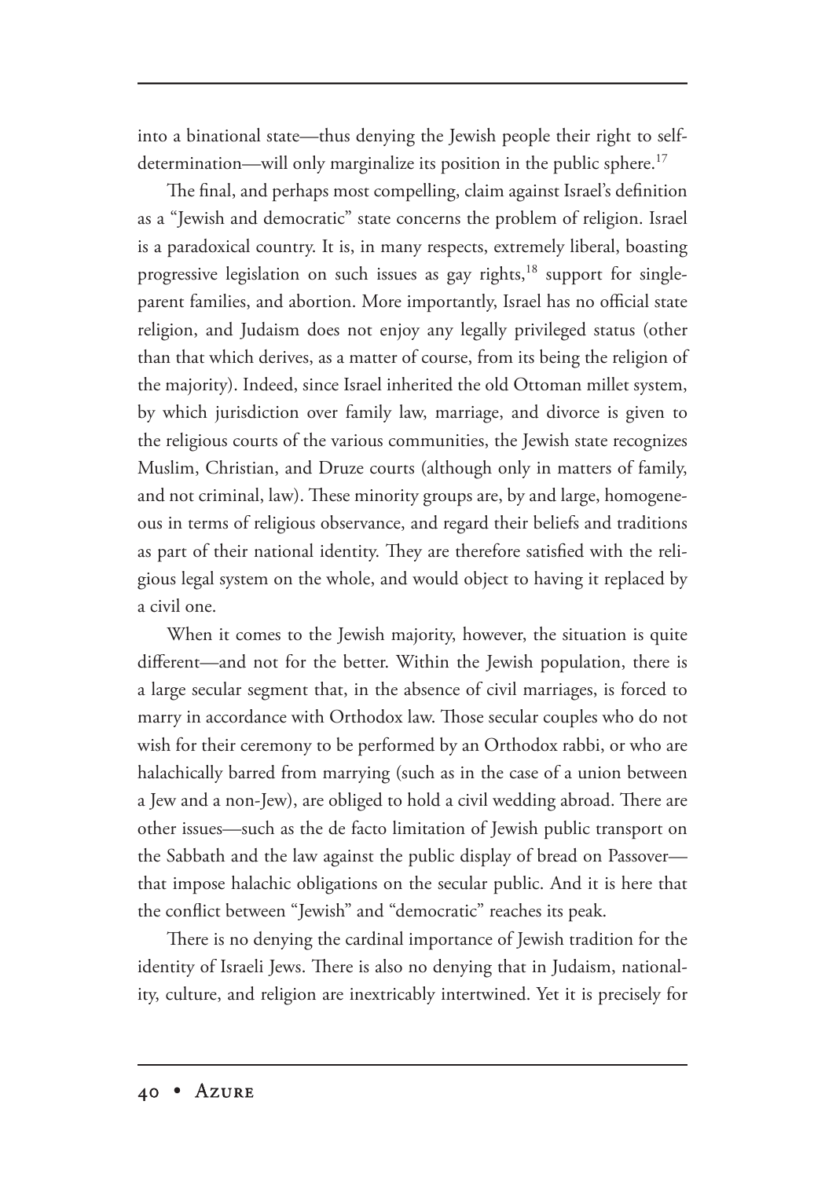into a binational state—thus denying the Jewish people their right to self-determination—will only marginalize its position in the public sphere.[17]

The final, and perhaps most compelling, claim against Israel's definition as a "Jewish and democratic" state concerns the problem of religion. Israel is a paradoxical country. It is, in many respects, extremely liberal, boasting progressive legislation on such issues as gay rights,[18] support for single-parent families, and abortion. More importantly, Israel has no official state religion, and Judaism does not enjoy any legally privileged status (other than that which derives, as a matter of course, from its being the religion of the majority). Indeed, since Israel inherited the old Ottoman millet system, by which jurisdiction over family law, marriage, and divorce is given to the religious courts of the various communities, the Jewish state recognizes Muslim, Christian, and Druze courts (although only in matters of family, and not criminal, law). These minority groups are, by and large, homogeneous in terms of religious observance, and regard their beliefs and traditions as part of their national identity. They are therefore satisfied with the religious legal system on the whole, and would object to having it replaced by a civil one.

When it comes to the Jewish majority, however, the situation is quite different—and not for the better. Within the Jewish population, there is a large secular segment that, in the absence of civil marriages, is forced to marry in accordance with Orthodox law. Those secular couples who do not wish for their ceremony to be performed by an Orthodox rabbi, or who are halachically barred from marrying (such as in the case of a union between a Jew and a non-Jew), are obliged to hold a civil wedding abroad. There are other issues—such as the de facto limitation of Jewish public transport on the Sabbath and the law against the public display of bread on Passover—that impose halachic obligations on the secular public. And it is here that the conflict between "Jewish" and "democratic" reaches its peak.

There is no denying the cardinal importance of Jewish tradition for the identity of Israeli Jews. There is also no denying that in Judaism, nationality, culture, and religion are inextricably intertwined. Yet it is precisely for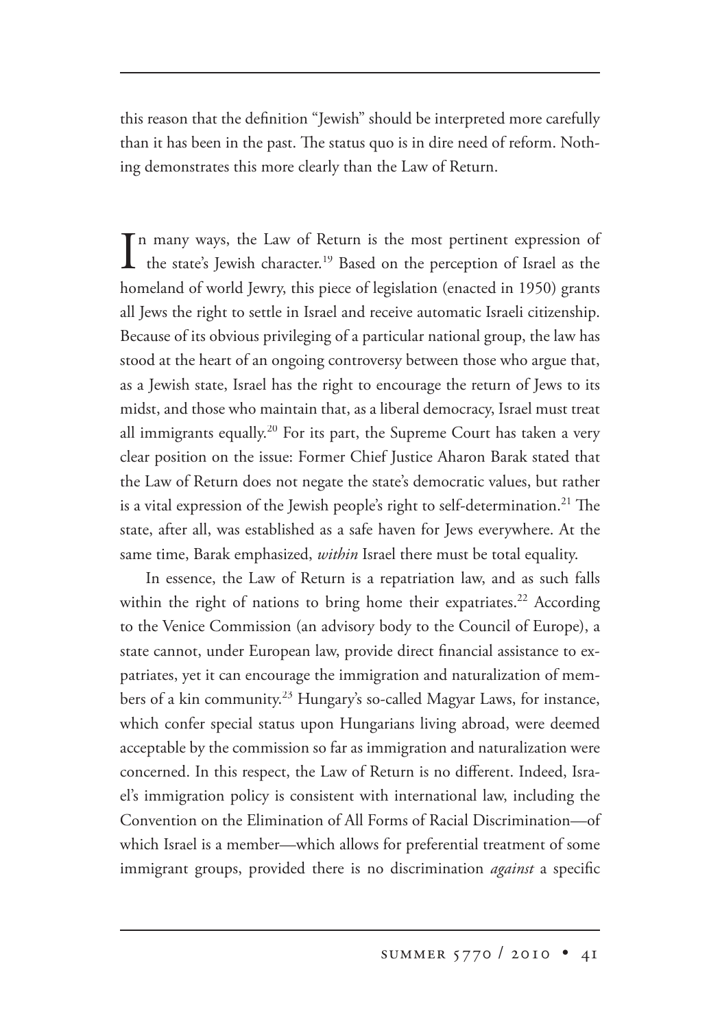this reason that the definition "Jewish" should be interpreted more carefully than it has been in the past. The status quo is in dire need of reform. Nothing demonstrates this more clearly than the Law of Return.

In many ways, the Law of Return is the most pertinent expression of the state's Jewish character.[19] Based on the perception of Israel as the homeland of world Jewry, this piece of legislation (enacted in 1950) grants all Jews the right to settle in Israel and receive automatic Israeli citizenship. Because of its obvious privileging of a particular national group, the law has stood at the heart of an ongoing controversy between those who argue that, as a Jewish state, Israel has the right to encourage the return of Jews to its midst, and those who maintain that, as a liberal democracy, Israel must treat all immigrants equally.[20] For its part, the Supreme Court has taken a very clear position on the issue: Former Chief Justice Aharon Barak stated that the Law of Return does not negate the state's democratic values, but rather is a vital expression of the Jewish people's right to self-determination.[21] The state, after all, was established as a safe haven for Jews everywhere. At the same time, Barak emphasized, *within* Israel there must be total equality.

In essence, the Law of Return is a repatriation law, and as such falls within the right of nations to bring home their expatriates.[22] According to the Venice Commission (an advisory body to the Council of Europe), a state cannot, under European law, provide direct financial assistance to expatriates, yet it can encourage the immigration and naturalization of members of a kin community.[23] Hungary's so-called Magyar Laws, for instance, which confer special status upon Hungarians living abroad, were deemed acceptable by the commission so far as immigration and naturalization were concerned. In this respect, the Law of Return is no different. Indeed, Israel's immigration policy is consistent with international law, including the Convention on the Elimination of All Forms of Racial Discrimination—of which Israel is a member—which allows for preferential treatment of some immigrant groups, provided there is no discrimination *against* a specific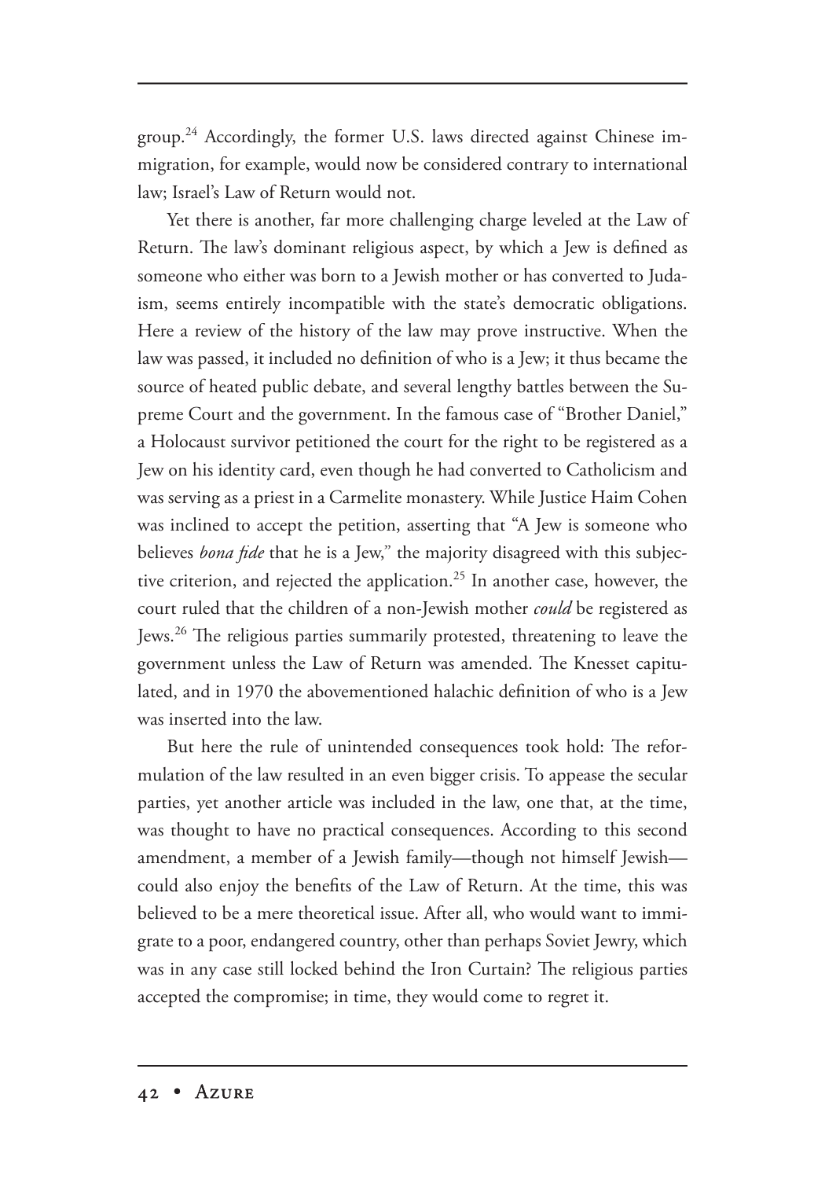group.[24] Accordingly, the former U.S. laws directed against Chinese immigration, for example, would now be considered contrary to international law; Israel's Law of Return would not.

Yet there is another, far more challenging charge leveled at the Law of Return. The law's dominant religious aspect, by which a Jew is defined as someone who either was born to a Jewish mother or has converted to Judaism, seems entirely incompatible with the state's democratic obligations. Here a review of the history of the law may prove instructive. When the law was passed, it included no definition of who is a Jew; it thus became the source of heated public debate, and several lengthy battles between the Supreme Court and the government. In the famous case of "Brother Daniel," a Holocaust survivor petitioned the court for the right to be registered as a Jew on his identity card, even though he had converted to Catholicism and was serving as a priest in a Carmelite monastery. While Justice Haim Cohen was inclined to accept the petition, asserting that "A Jew is someone who believes *bona fide* that he is a Jew," the majority disagreed with this subjective criterion, and rejected the application.[25] In another case, however, the court ruled that the children of a non-Jewish mother *could* be registered as Jews.[26] The religious parties summarily protested, threatening to leave the government unless the Law of Return was amended. The Knesset capitulated, and in 1970 the abovementioned halachic definition of who is a Jew was inserted into the law.

But here the rule of unintended consequences took hold: The reformulation of the law resulted in an even bigger crisis. To appease the secular parties, yet another article was included in the law, one that, at the time, was thought to have no practical consequences. According to this second amendment, a member of a Jewish family—though not himself Jewish—could also enjoy the benefits of the Law of Return. At the time, this was believed to be a mere theoretical issue. After all, who would want to immigrate to a poor, endangered country, other than perhaps Soviet Jewry, which was in any case still locked behind the Iron Curtain? The religious parties accepted the compromise; in time, they would come to regret it.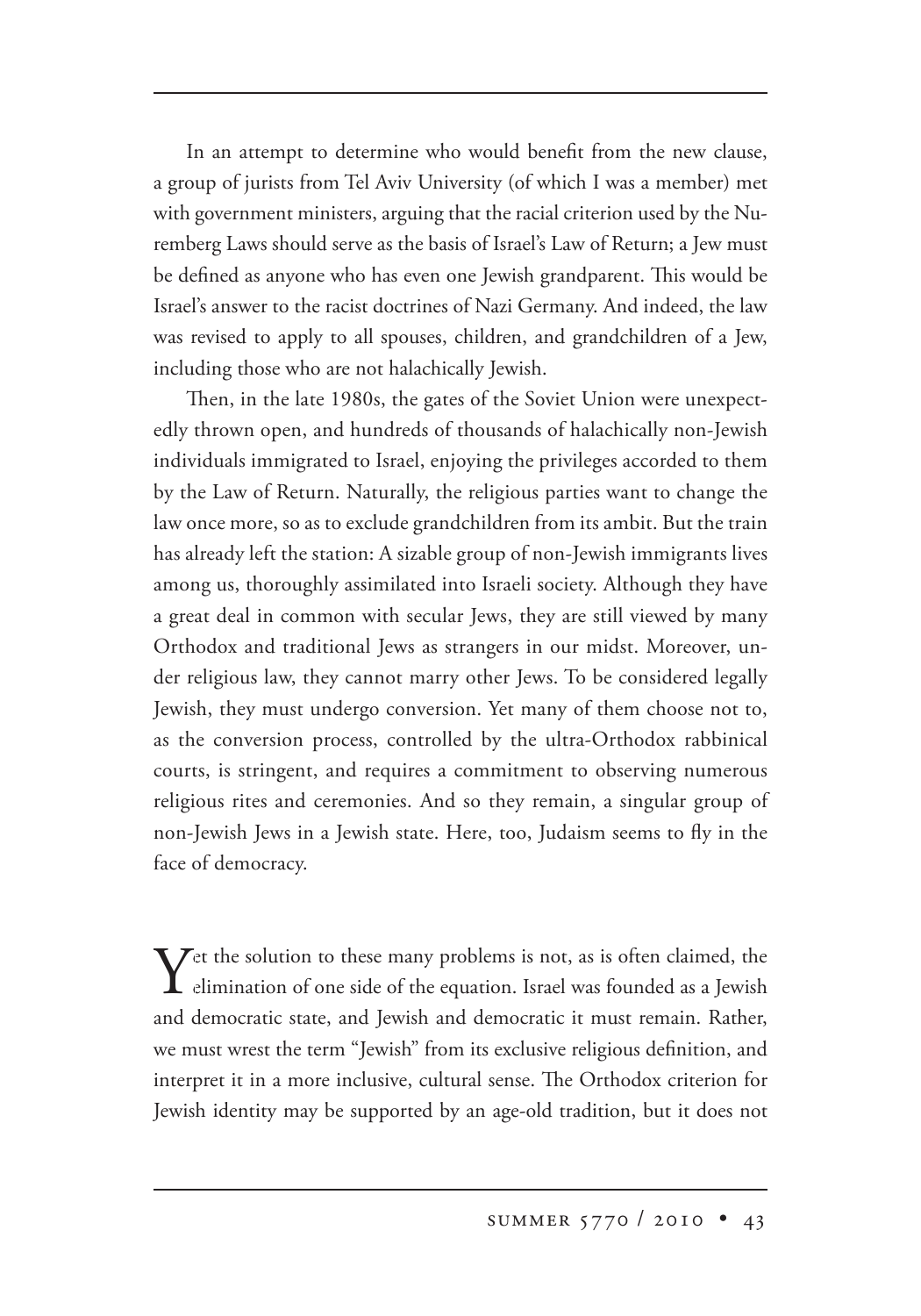In an attempt to determine who would benefit from the new clause, a group of jurists from Tel Aviv University (of which I was a member) met with government ministers, arguing that the racial criterion used by the Nuremberg Laws should serve as the basis of Israel's Law of Return; a Jew must be defined as anyone who has even one Jewish grandparent. This would be Israel's answer to the racist doctrines of Nazi Germany. And indeed, the law was revised to apply to all spouses, children, and grandchildren of a Jew, including those who are not halachically Jewish.

Then, in the late 1980s, the gates of the Soviet Union were unexpectedly thrown open, and hundreds of thousands of halachically non-Jewish individuals immigrated to Israel, enjoying the privileges accorded to them by the Law of Return. Naturally, the religious parties want to change the law once more, so as to exclude grandchildren from its ambit. But the train has already left the station: A sizable group of non-Jewish immigrants lives among us, thoroughly assimilated into Israeli society. Although they have a great deal in common with secular Jews, they are still viewed by many Orthodox and traditional Jews as strangers in our midst. Moreover, under religious law, they cannot marry other Jews. To be considered legally Jewish, they must undergo conversion. Yet many of them choose not to, as the conversion process, controlled by the ultra-Orthodox rabbinical courts, is stringent, and requires a commitment to observing numerous religious rites and ceremonies. And so they remain, a singular group of non-Jewish Jews in a Jewish state. Here, too, Judaism seems to fly in the face of democracy.

Yet the solution to these many problems is not, as is often claimed, the elimination of one side of the equation. Israel was founded as a Jewish and democratic state, and Jewish and democratic it must remain. Rather, we must wrest the term "Jewish" from its exclusive religious definition, and interpret it in a more inclusive, cultural sense. The Orthodox criterion for Jewish identity may be supported by an age-old tradition, but it does not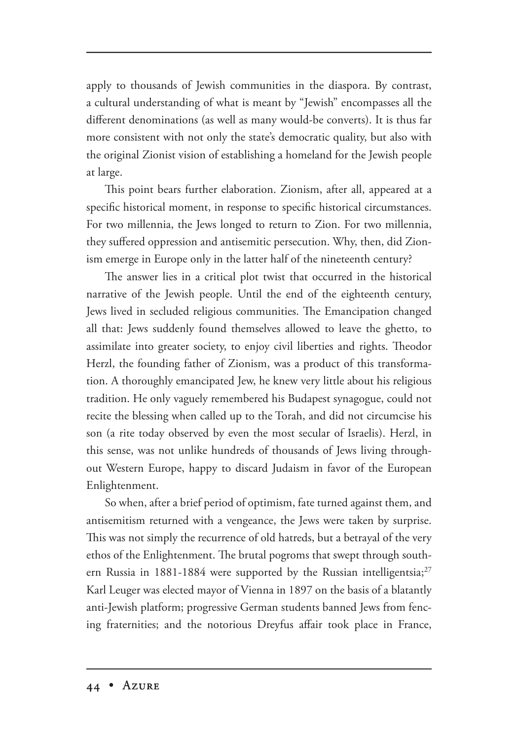apply to thousands of Jewish communities in the diaspora. By contrast, a cultural understanding of what is meant by "Jewish" encompasses all the different denominations (as well as many would-be converts). It is thus far more consistent with not only the state's democratic quality, but also with the original Zionist vision of establishing a homeland for the Jewish people at large.

This point bears further elaboration. Zionism, after all, appeared at a specific historical moment, in response to specific historical circumstances. For two millennia, the Jews longed to return to Zion. For two millennia, they suffered oppression and antisemitic persecution. Why, then, did Zionism emerge in Europe only in the latter half of the nineteenth century?

The answer lies in a critical plot twist that occurred in the historical narrative of the Jewish people. Until the end of the eighteenth century, Jews lived in secluded religious communities. The Emancipation changed all that: Jews suddenly found themselves allowed to leave the ghetto, to assimilate into greater society, to enjoy civil liberties and rights. Theodor Herzl, the founding father of Zionism, was a product of this transformation. A thoroughly emancipated Jew, he knew very little about his religious tradition. He only vaguely remembered his Budapest synagogue, could not recite the blessing when called up to the Torah, and did not circumcise his son (a rite today observed by even the most secular of Israelis). Herzl, in this sense, was not unlike hundreds of thousands of Jews living throughout Western Europe, happy to discard Judaism in favor of the European Enlightenment.

So when, after a brief period of optimism, fate turned against them, and antisemitism returned with a vengeance, the Jews were taken by surprise. This was not simply the recurrence of old hatreds, but a betrayal of the very ethos of the Enlightenment. The brutal pogroms that swept through southern Russia in 1881-1884 were supported by the Russian intelligentsia;[27] Karl Leuger was elected mayor of Vienna in 1897 on the basis of a blatantly anti-Jewish platform; progressive German students banned Jews from fencing fraternities; and the notorious Dreyfus affair took place in France,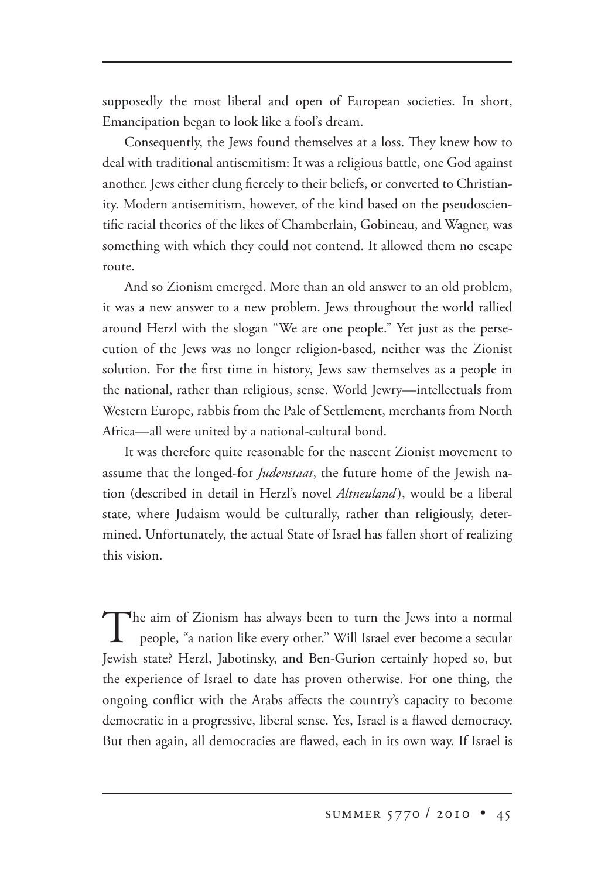supposedly the most liberal and open of European societies. In short, Emancipation began to look like a fool's dream.

Consequently, the Jews found themselves at a loss. They knew how to deal with traditional antisemitism: It was a religious battle, one God against another. Jews either clung fiercely to their beliefs, or converted to Christianity. Modern antisemitism, however, of the kind based on the pseudoscientific racial theories of the likes of Chamberlain, Gobineau, and Wagner, was something with which they could not contend. It allowed them no escape route.

And so Zionism emerged. More than an old answer to an old problem, it was a new answer to a new problem. Jews throughout the world rallied around Herzl with the slogan "We are one people." Yet just as the persecution of the Jews was no longer religion-based, neither was the Zionist solution. For the first time in history, Jews saw themselves as a people in the national, rather than religious, sense. World Jewry—intellectuals from Western Europe, rabbis from the Pale of Settlement, merchants from North Africa—all were united by a national-cultural bond.

It was therefore quite reasonable for the nascent Zionist movement to assume that the longed-for *Judenstaat*, the future home of the Jewish nation (described in detail in Herzl's novel *Altneuland*), would be a liberal state, where Judaism would be culturally, rather than religiously, determined. Unfortunately, the actual State of Israel has fallen short of realizing this vision.

The aim of Zionism has always been to turn the Jews into a normal people, "a nation like every other." Will Israel ever become a secular Jewish state? Herzl, Jabotinsky, and Ben-Gurion certainly hoped so, but the experience of Israel to date has proven otherwise. For one thing, the ongoing conflict with the Arabs affects the country's capacity to become democratic in a progressive, liberal sense. Yes, Israel is a flawed democracy. But then again, all democracies are flawed, each in its own way. If Israel is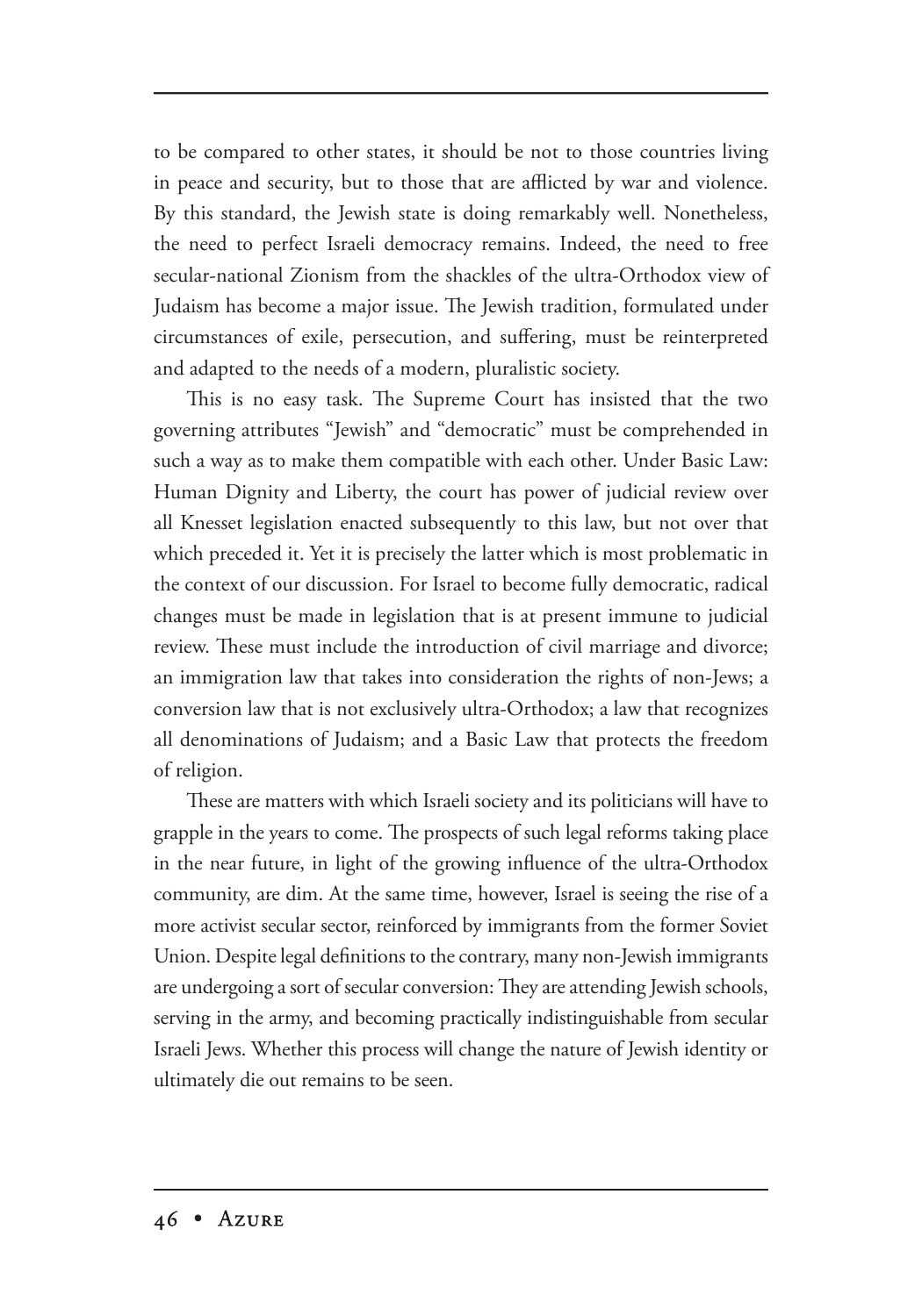to be compared to other states, it should be not to those countries living in peace and security, but to those that are afflicted by war and violence. By this standard, the Jewish state is doing remarkably well. Nonetheless, the need to perfect Israeli democracy remains. Indeed, the need to free secular-national Zionism from the shackles of the ultra-Orthodox view of Judaism has become a major issue. The Jewish tradition, formulated under circumstances of exile, persecution, and suffering, must be reinterpreted and adapted to the needs of a modern, pluralistic society.

This is no easy task. The Supreme Court has insisted that the two governing attributes "Jewish" and "democratic" must be comprehended in such a way as to make them compatible with each other. Under Basic Law: Human Dignity and Liberty, the court has power of judicial review over all Knesset legislation enacted subsequently to this law, but not over that which preceded it. Yet it is precisely the latter which is most problematic in the context of our discussion. For Israel to become fully democratic, radical changes must be made in legislation that is at present immune to judicial review. These must include the introduction of civil marriage and divorce; an immigration law that takes into consideration the rights of non-Jews; a conversion law that is not exclusively ultra-Orthodox; a law that recognizes all denominations of Judaism; and a Basic Law that protects the freedom of religion.

These are matters with which Israeli society and its politicians will have to grapple in the years to come. The prospects of such legal reforms taking place in the near future, in light of the growing influence of the ultra-Orthodox community, are dim. At the same time, however, Israel is seeing the rise of a more activist secular sector, reinforced by immigrants from the former Soviet Union. Despite legal definitions to the contrary, many non-Jewish immigrants are undergoing a sort of secular conversion: They are attending Jewish schools, serving in the army, and becoming practically indistinguishable from secular Israeli Jews. Whether this process will change the nature of Jewish identity or ultimately die out remains to be seen.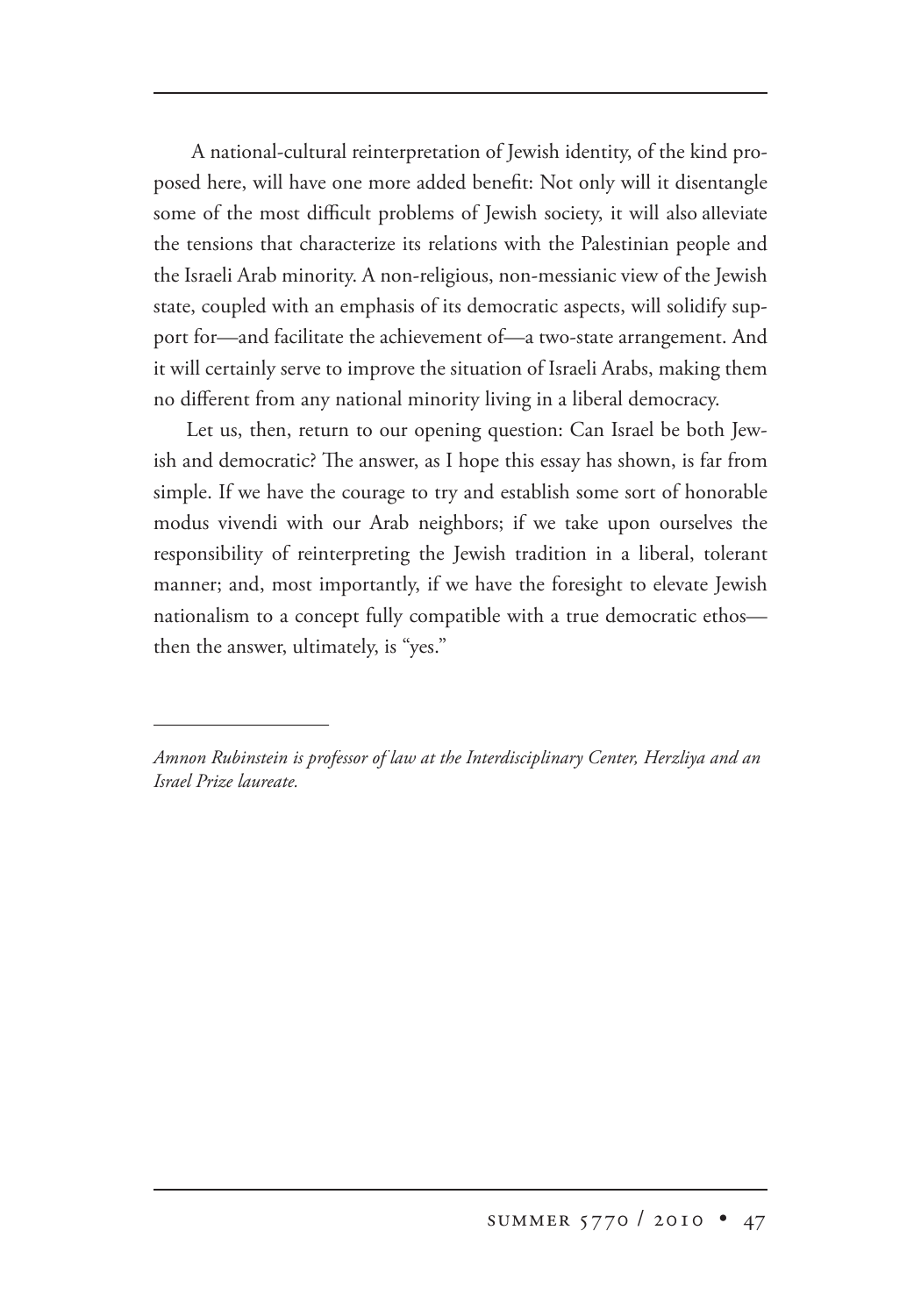A national-cultural reinterpretation of Jewish identity, of the kind proposed here, will have one more added benefit: Not only will it disentangle some of the most difficult problems of Jewish society, it will also alleviate the tensions that characterize its relations with the Palestinian people and the Israeli Arab minority. A non-religious, non-messianic view of the Jewish state, coupled with an emphasis of its democratic aspects, will solidify support for—and facilitate the achievement of—a two-state arrangement. And it will certainly serve to improve the situation of Israeli Arabs, making them no different from any national minority living in a liberal democracy.

Let us, then, return to our opening question: Can Israel be both Jewish and democratic? The answer, as I hope this essay has shown, is far from simple. If we have the courage to try and establish some sort of honorable modus vivendi with our Arab neighbors; if we take upon ourselves the responsibility of reinterpreting the Jewish tradition in a liberal, tolerant manner; and, most importantly, if we have the foresight to elevate Jewish nationalism to a concept fully compatible with a true democratic ethos—then the answer, ultimately, is "yes."

---

*Amnon Rubinstein is professor of law at the Interdisciplinary Center, Herzliya and an Israel Prize laureate.*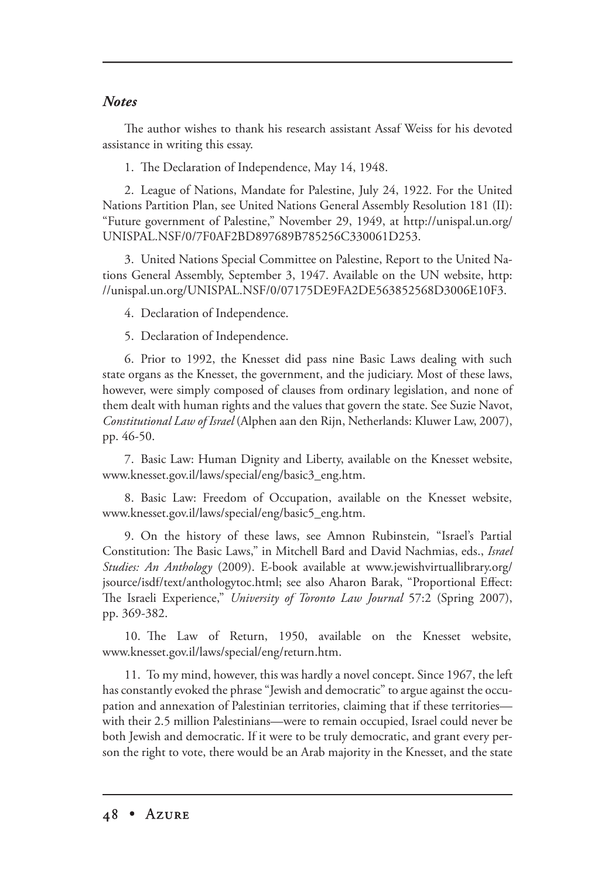### *Notes*

The author wishes to thank his research assistant Assaf Weiss for his devoted assistance in writing this essay.

1. The Declaration of Independence, May 14, 1948.

2. League of Nations, Mandate for Palestine, July 24, 1922. For the United Nations Partition Plan, see United Nations General Assembly Resolution 181 (II): "Future government of Palestine," November 29, 1949, at http://unispal.un.org/UNISPAL.NSF/0/7F0AF2BD897689B785256C330061D253.

3. United Nations Special Committee on Palestine, Report to the United Nations General Assembly, September 3, 1947. Available on the UN website, http://unispal.un.org/UNISPAL.NSF/0/07175DE9FA2DE563852568D3006E10F3.

4. Declaration of Independence.

5. Declaration of Independence.

6. Prior to 1992, the Knesset did pass nine Basic Laws dealing with such state organs as the Knesset, the government, and the judiciary. Most of these laws, however, were simply composed of clauses from ordinary legislation, and none of them dealt with human rights and the values that govern the state. See Suzie Navot, *Constitutional Law of Israel* (Alphen aan den Rijn, Netherlands: Kluwer Law, 2007), pp. 46-50.

7. Basic Law: Human Dignity and Liberty, available on the Knesset website, www.knesset.gov.il/laws/special/eng/basic3_eng.htm.

8. Basic Law: Freedom of Occupation, available on the Knesset website, www.knesset.gov.il/laws/special/eng/basic5_eng.htm.

9. On the history of these laws, see Amnon Rubinstein, "Israel's Partial Constitution: The Basic Laws," in Mitchell Bard and David Nachmias, eds., *Israel Studies: An Anthology* (2009). E-book available at www.jewishvirtuallibrary.org/jsource/isdf/text/anthologytoc.html; see also Aharon Barak, "Proportional Effect: The Israeli Experience," *University of Toronto Law Journal* 57:2 (Spring 2007), pp. 369-382.

10. The Law of Return, 1950, available on the Knesset website, www.knesset.gov.il/laws/special/eng/return.htm.

11. To my mind, however, this was hardly a novel concept. Since 1967, the left has constantly evoked the phrase "Jewish and democratic" to argue against the occupation and annexation of Palestinian territories, claiming that if these territories—with their 2.5 million Palestinians—were to remain occupied, Israel could never be both Jewish and democratic. If it were to be truly democratic, and grant every person the right to vote, there would be an Arab majority in the Knesset, and the state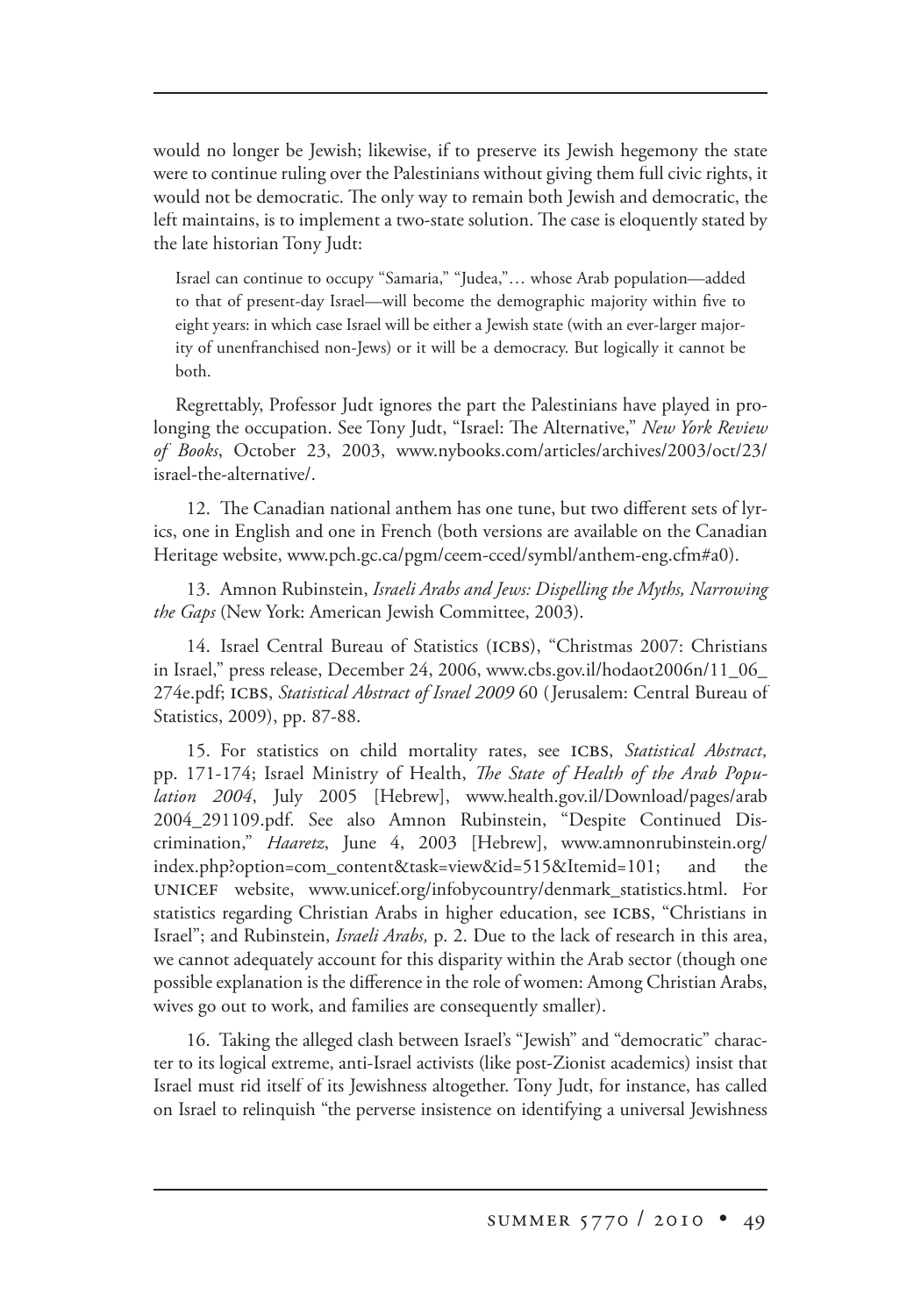would no longer be Jewish; likewise, if to preserve its Jewish hegemony the state were to continue ruling over the Palestinians without giving them full civic rights, it would not be democratic. The only way to remain both Jewish and democratic, the left maintains, is to implement a two-state solution. The case is eloquently stated by the late historian Tony Judt:

> Israel can continue to occupy "Samaria," "Judea,"… whose Arab population—added to that of present-day Israel—will become the demographic majority within five to eight years: in which case Israel will be either a Jewish state (with an ever-larger majority of unenfranchised non-Jews) or it will be a democracy. But logically it cannot be both.

Regrettably, Professor Judt ignores the part the Palestinians have played in prolonging the occupation. See Tony Judt, "Israel: The Alternative," *New York Review of Books*, October 23, 2003, www.nybooks.com/articles/archives/2003/oct/23/israel-the-alternative/.

12. The Canadian national anthem has one tune, but two different sets of lyrics, one in English and one in French (both versions are available on the Canadian Heritage website, www.pch.gc.ca/pgm/ceem-cced/symbl/anthem-eng.cfm#a0).

13. Amnon Rubinstein, *Israeli Arabs and Jews: Dispelling the Myths, Narrowing the Gaps* (New York: American Jewish Committee, 2003).

14. Israel Central Bureau of Statistics (ICBS), "Christmas 2007: Christians in Israel," press release, December 24, 2006, www.cbs.gov.il/hodaot2006n/11_06_274e.pdf; ICBS, *Statistical Abstract of Israel 2009* 60 (Jerusalem: Central Bureau of Statistics, 2009), pp. 87-88.

15. For statistics on child mortality rates, see ICBS, *Statistical Abstract*, pp. 171-174; Israel Ministry of Health, *The State of Health of the Arab Population 2004*, July 2005 [Hebrew], www.health.gov.il/Download/pages/arab2004_291109.pdf. See also Amnon Rubinstein, "Despite Continued Discrimination," *Haaretz*, June 4, 2003 [Hebrew], www.amnonrubinstein.org/index.php?option=com_content&task=view&id=515&Itemid=101; and the UNICEF website, www.unicef.org/infobycountry/denmark_statistics.html. For statistics regarding Christian Arabs in higher education, see ICBS, "Christians in Israel"; and Rubinstein, *Israeli Arabs,* p. 2. Due to the lack of research in this area, we cannot adequately account for this disparity within the Arab sector (though one possible explanation is the difference in the role of women: Among Christian Arabs, wives go out to work, and families are consequently smaller).

16. Taking the alleged clash between Israel's "Jewish" and "democratic" character to its logical extreme, anti-Israel activists (like post-Zionist academics) insist that Israel must rid itself of its Jewishness altogether. Tony Judt, for instance, has called on Israel to relinquish "the perverse insistence on identifying a universal Jewishness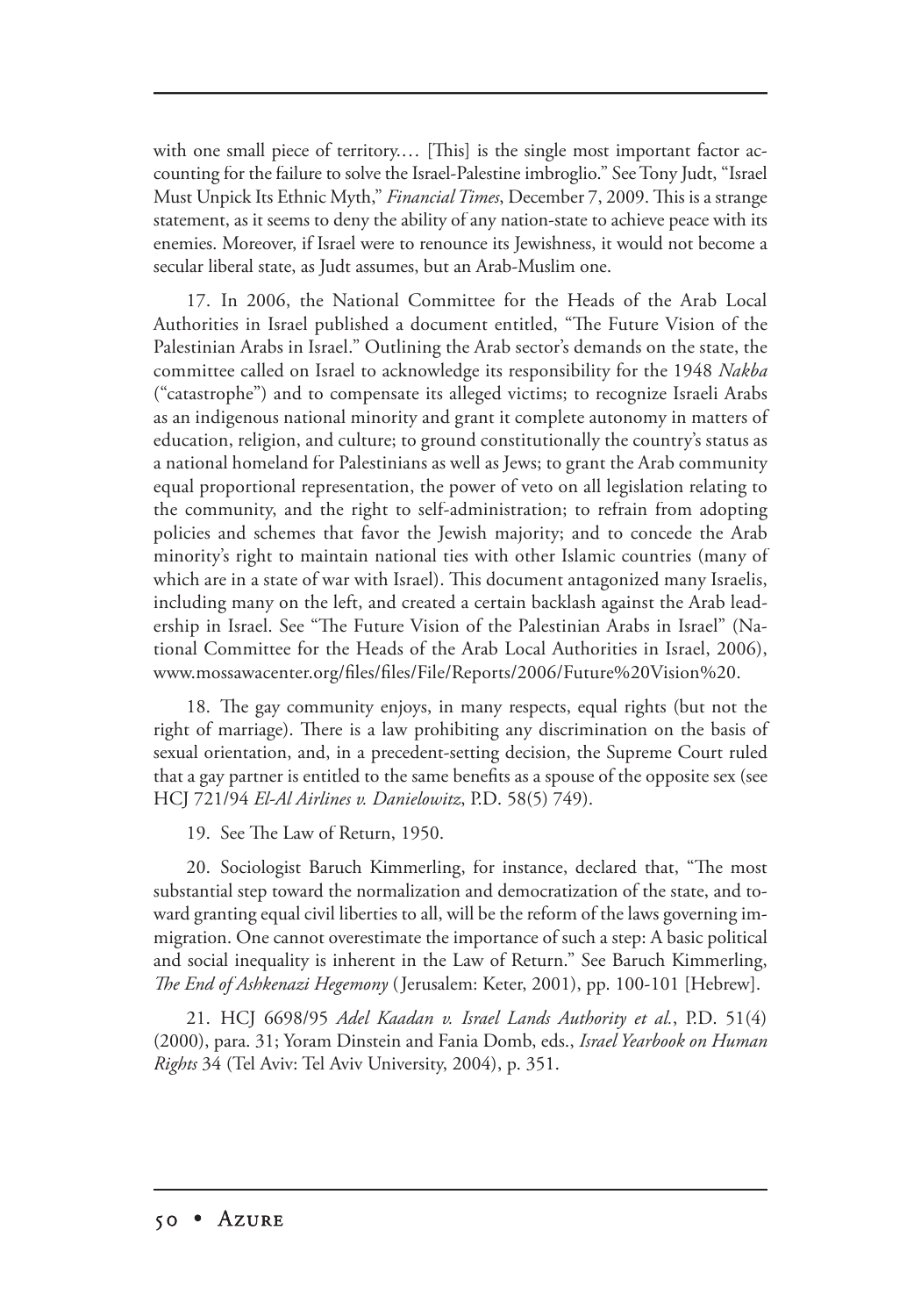with one small piece of territory.… [This] is the single most important factor accounting for the failure to solve the Israel-Palestine imbroglio." See Tony Judt, "Israel Must Unpick Its Ethnic Myth," *Financial Times*, December 7, 2009. This is a strange statement, as it seems to deny the ability of any nation-state to achieve peace with its enemies. Moreover, if Israel were to renounce its Jewishness, it would not become a secular liberal state, as Judt assumes, but an Arab-Muslim one.

17. In 2006, the National Committee for the Heads of the Arab Local Authorities in Israel published a document entitled, "The Future Vision of the Palestinian Arabs in Israel." Outlining the Arab sector's demands on the state, the committee called on Israel to acknowledge its responsibility for the 1948 *Nakba* ("catastrophe") and to compensate its alleged victims; to recognize Israeli Arabs as an indigenous national minority and grant it complete autonomy in matters of education, religion, and culture; to ground constitutionally the country's status as a national homeland for Palestinians as well as Jews; to grant the Arab community equal proportional representation, the power of veto on all legislation relating to the community, and the right to self-administration; to refrain from adopting policies and schemes that favor the Jewish majority; and to concede the Arab minority's right to maintain national ties with other Islamic countries (many of which are in a state of war with Israel). This document antagonized many Israelis, including many on the left, and created a certain backlash against the Arab leadership in Israel. See "The Future Vision of the Palestinian Arabs in Israel" (National Committee for the Heads of the Arab Local Authorities in Israel, 2006), www.mossawacenter.org/files/files/File/Reports/2006/Future%20Vision%20.

18. The gay community enjoys, in many respects, equal rights (but not the right of marriage). There is a law prohibiting any discrimination on the basis of sexual orientation, and, in a precedent-setting decision, the Supreme Court ruled that a gay partner is entitled to the same benefits as a spouse of the opposite sex (see HCJ 721/94 *El-Al Airlines v. Danielowitz*, P.D. 58(5) 749).

19. See The Law of Return, 1950.

20. Sociologist Baruch Kimmerling, for instance, declared that, "The most substantial step toward the normalization and democratization of the state, and toward granting equal civil liberties to all, will be the reform of the laws governing immigration. One cannot overestimate the importance of such a step: A basic political and social inequality is inherent in the Law of Return." See Baruch Kimmerling, *The End of Ashkenazi Hegemony* (Jerusalem: Keter, 2001), pp. 100-101 [Hebrew].

21. HCJ 6698/95 *Adel Kaadan v. Israel Lands Authority et al.*, P.D. 51(4) (2000), para. 31; Yoram Dinstein and Fania Domb, eds., *Israel Yearbook on Human Rights* 34 (Tel Aviv: Tel Aviv University, 2004), p. 351.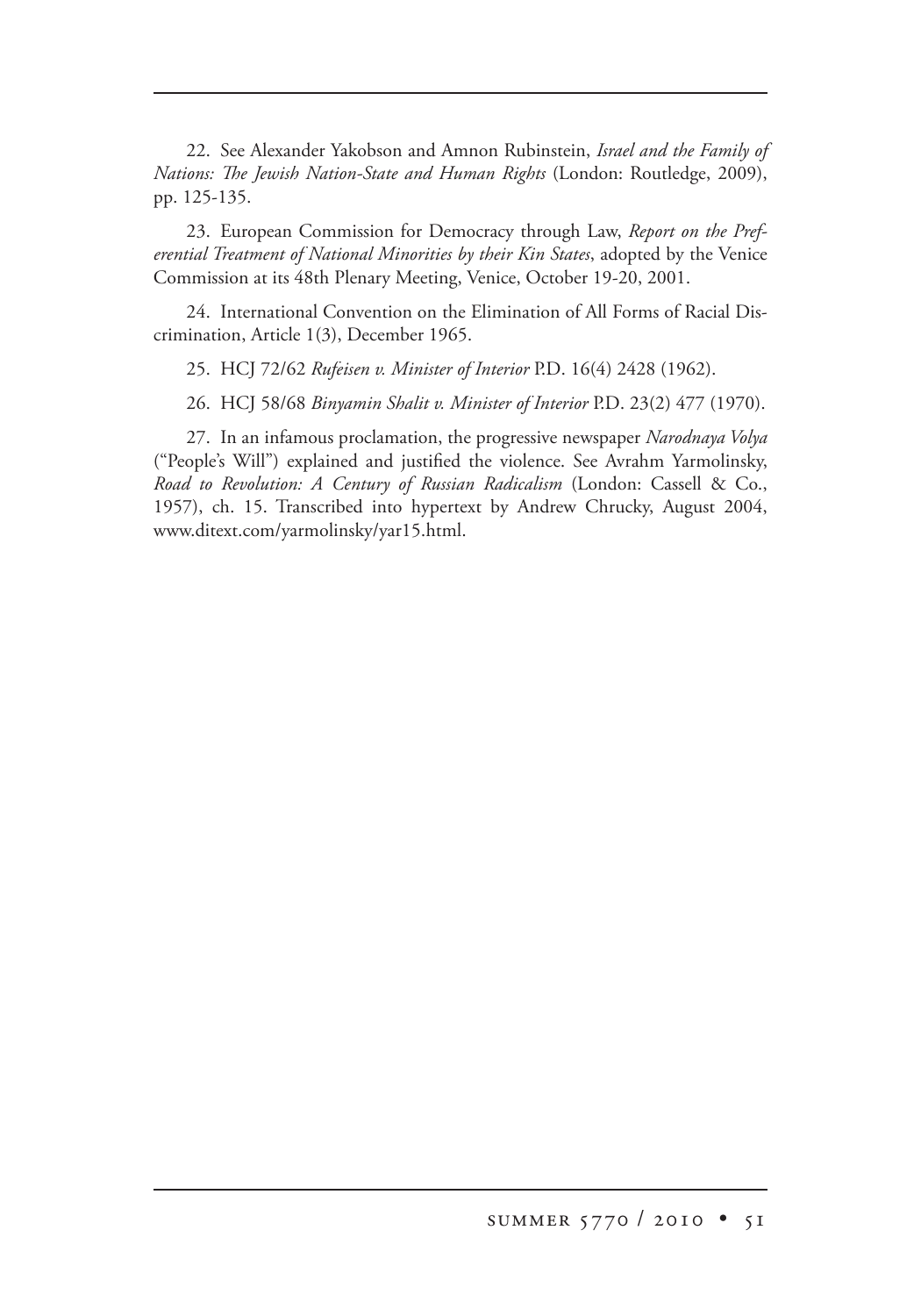22. See Alexander Yakobson and Amnon Rubinstein, *Israel and the Family of Nations: The Jewish Nation-State and Human Rights* (London: Routledge, 2009), pp. 125-135.

23. European Commission for Democracy through Law, *Report on the Preferential Treatment of National Minorities by their Kin States*, adopted by the Venice Commission at its 48th Plenary Meeting, Venice, October 19-20, 2001.

24. International Convention on the Elimination of All Forms of Racial Discrimination, Article 1(3), December 1965.

25. HCJ 72/62 *Rufeisen v. Minister of Interior* P.D. 16(4) 2428 (1962).

26. HCJ 58/68 *Binyamin Shalit v. Minister of Interior* P.D. 23(2) 477 (1970).

27. In an infamous proclamation, the progressive newspaper *Narodnaya Volya* ("People's Will") explained and justified the violence. See Avrahm Yarmolinsky, *Road to Revolution: A Century of Russian Radicalism* (London: Cassell & Co., 1957), ch. 15. Transcribed into hypertext by Andrew Chrucky, August 2004, www.ditext.com/yarmolinsky/yar15.html.